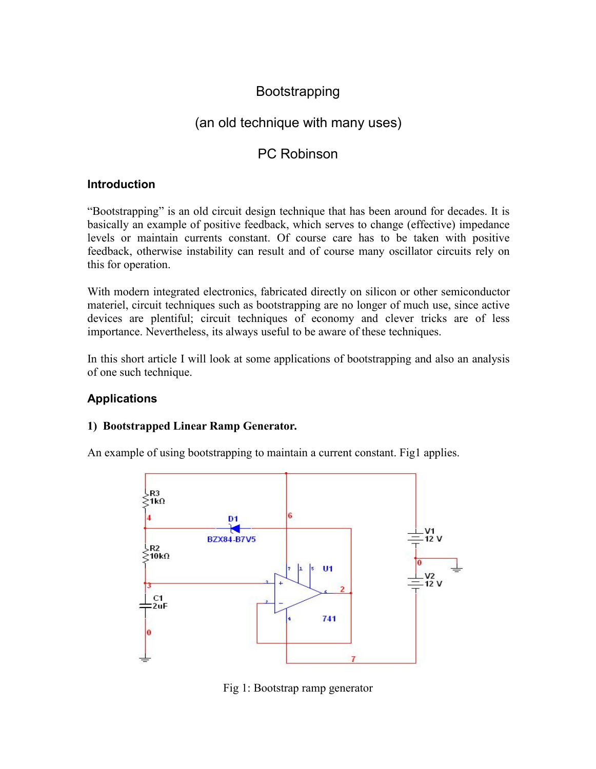# Bootstrapping

## (an old technique with many uses)

## PC Robinson

### Introduction

"Bootstrapping" is an old circuit design technique that has been around for decades. It is basically an example of positive feedback, which serves to change (effective) impedance levels or maintain currents constant. Of course care has to be taken with positive feedback, otherwise instability can result and of course many oscillator circuits rely on this for operation.

With modern integrated electronics, fabricated directly on silicon or other semiconductor materiel, circuit techniques such as bootstrapping are no longer of much use, since active devices are plentiful; circuit techniques of economy and clever tricks are of less importance. Nevertheless, its always useful to be aware of these techniques.

In this short article I will look at some applications of bootstrapping and also an analysis of one such technique.

### Applications

**1) Bootstrapped Linear Ramp Generator.**

An example of using bootstrapping to maintain a current constant. Fig1 applies.

Fig 1: Bootstrap ramp generator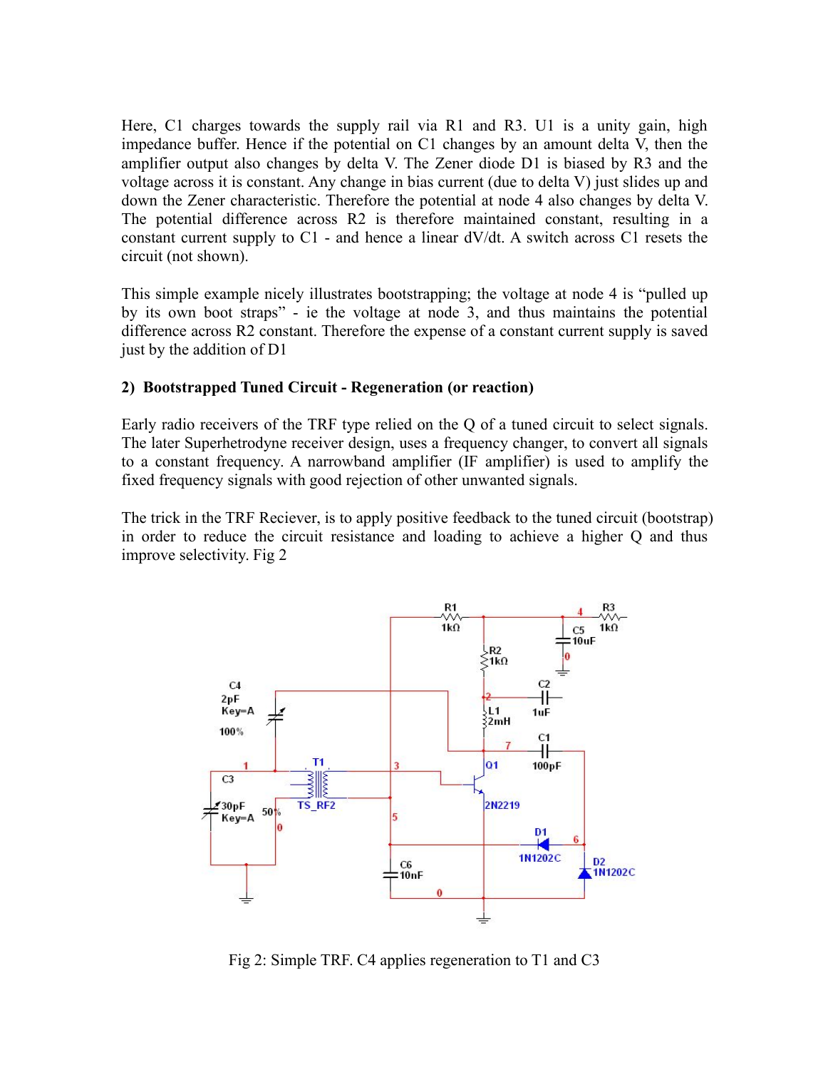Here, C1 charges towards the supply rail via R1 and R3. U1 is a unity gain, high impedance buffer. Hence if the potential on C1 changes by an amount delta V, then the amplifier output also changes by delta V. The Zener diode D1 is biased by R3 and the voltage across it is constant. Any change in bias current (due to delta V) just slides up and down the Zener characteristic. Therefore the potential at node 4 also changes by delta V. The potential difference across R2 is therefore maintained constant, resulting in a constant current supply to C1 - and hence a linear dV/dt. A switch across C1 resets the circuit (not shown).

This simple example nicely illustrates bootstrapping; the voltage at node 4 is "pulled up by its own boot straps" - ie the voltage at node 3, and thus maintains the potential difference across R2 constant. Therefore the expense of a constant current supply is saved just by the addition of D1

### 2) Bootstrapped Tuned Circuit - Regeneration (or reaction)

Early radio receivers of the TRF type relied on the Q of a tuned circuit to select signals. The later Superhetrodyne receiver design, uses a frequency changer, to convert all signals to a constant frequency. A narrowband amplifier (IF amplifier) is used to amplify the fixed frequency signals with good rejection of other unwanted signals.

The trick in the TRF Reciever, is to apply positive feedback to the tuned circuit (bootstrap) in order to reduce the circuit resistance and loading to achieve a higher Q and thus improve selectivity. Fig 2

Fig 2: Simple TRF. C4 applies regeneration to T1 and C3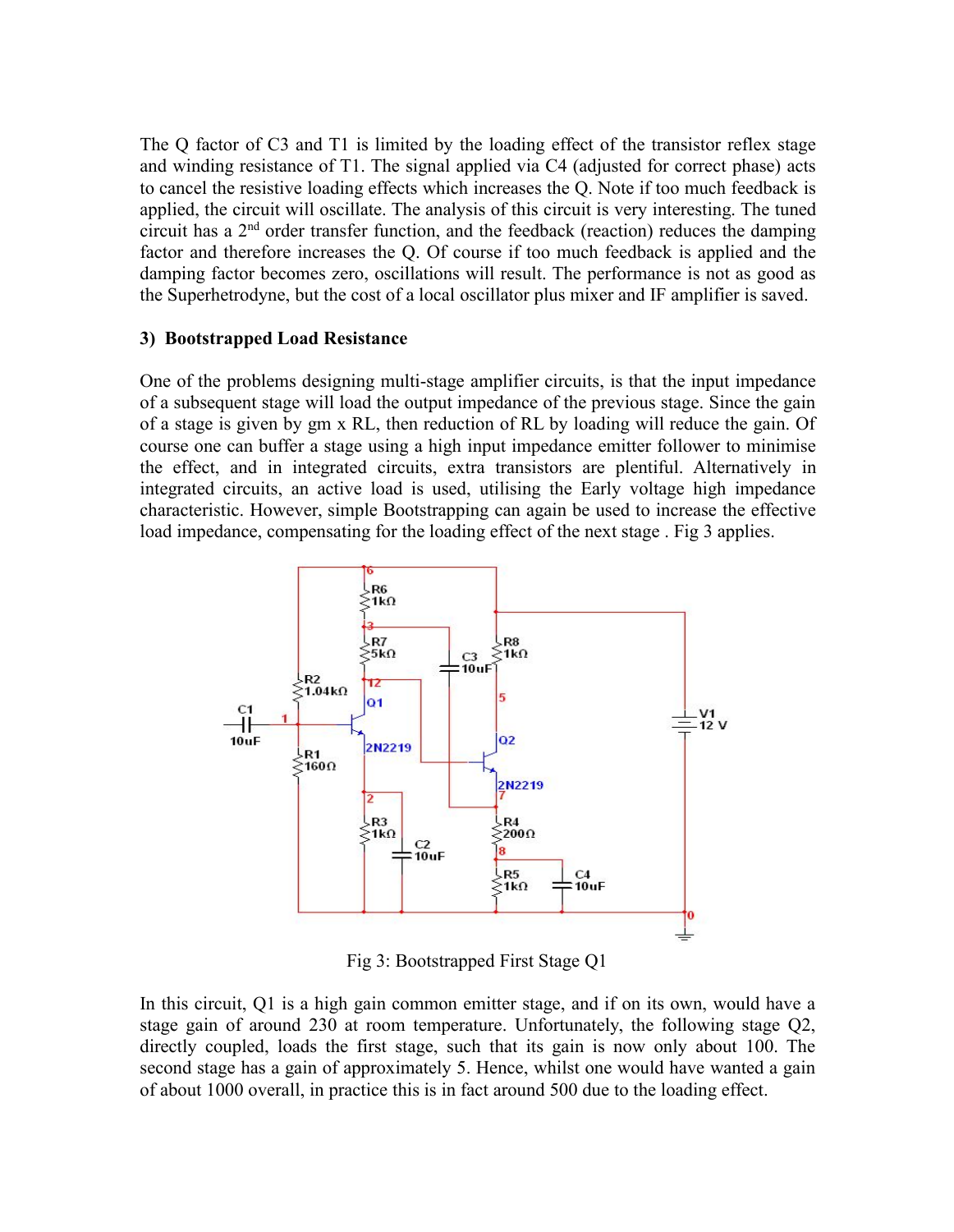The Q factor of C3 and T1 is limited by the loading effect of the transistor reflex stage and winding resistance of T1. The signal applied via C4 (adjusted for correct phase) acts to cancel the resistive loading effects which increases the Q. Note if too much feedback is applied, the circuit will oscillate. The analysis of this circuit is very interesting. The tuned circuit has a 2[nd] order transfer function, and the feedback (reaction) reduces the damping factor and therefore increases the Q. Of course if too much feedback is applied and the damping factor becomes zero, oscillations will result. The performance is not as good as the Superhetrodyne, but the cost of a local oscillator plus mixer and IF amplifier is saved.

### 3) Bootstrapped Load Resistance

One of the problems designing multi-stage amplifier circuits, is that the input impedance of a subsequent stage will load the output impedance of the previous stage. Since the gain of a stage is given by gm x RL, then reduction of RL by loading will reduce the gain. Of course one can buffer a stage using a high input impedance emitter follower to minimise the effect, and in integrated circuits, extra transistors are plentiful. Alternatively in integrated circuits, an active load is used, utilising the Early voltage high impedance characteristic. However, simple Bootstrapping can again be used to increase the effective load impedance, compensating for the loading effect of the next stage . Fig 3 applies.

Fig 3: Bootstrapped First Stage Q1

In this circuit, Q1 is a high gain common emitter stage, and if on its own, would have a stage gain of around 230 at room temperature. Unfortunately, the following stage Q2, directly coupled, loads the first stage, such that its gain is now only about 100. The second stage has a gain of approximately 5. Hence, whilst one would have wanted a gain of about 1000 overall, in practice this is in fact around 500 due to the loading effect.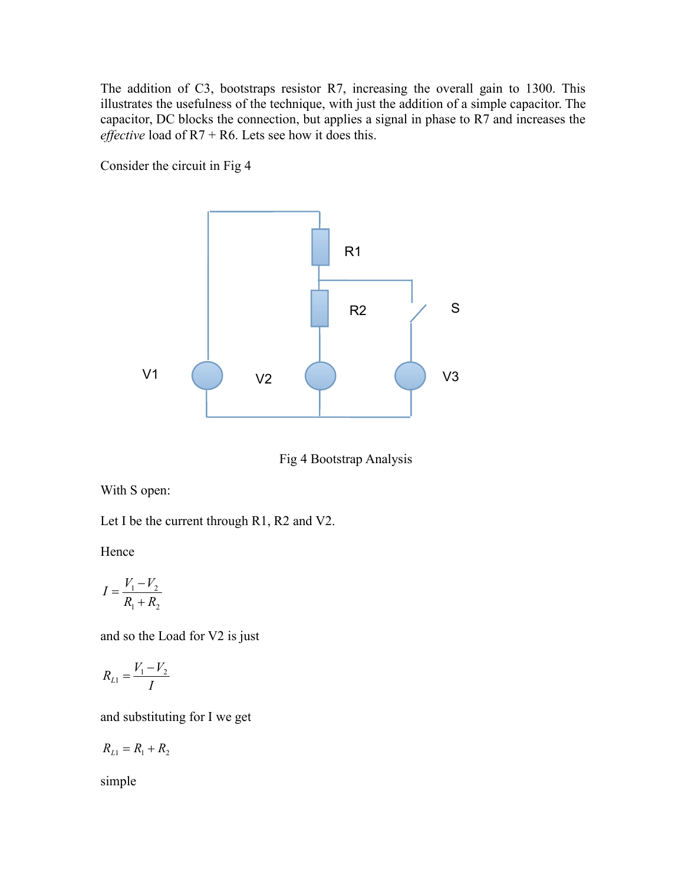The addition of C3, bootstraps resistor R7, increasing the overall gain to 1300. This illustrates the usefulness of the technique, with just the addition of a simple capacitor. The capacitor, DC blocks the connection, but applies a signal in phase to R7 and increases the *effective* load of R7 + R6. Lets see how it does this.

Consider the circuit in Fig 4

Fig 4 Bootstrap Analysis

With S open:

Let I be the current through R1, R2 and V2.

Hence

$$I = \frac{V_1 - V_2}{R_1 + R_2}$$

and so the Load for V2 is just

$$R_{L1} = \frac{V_1 - V_2}{I}$$

and substituting for I we get

$$R_{L1} = R_1 + R_2$$

simple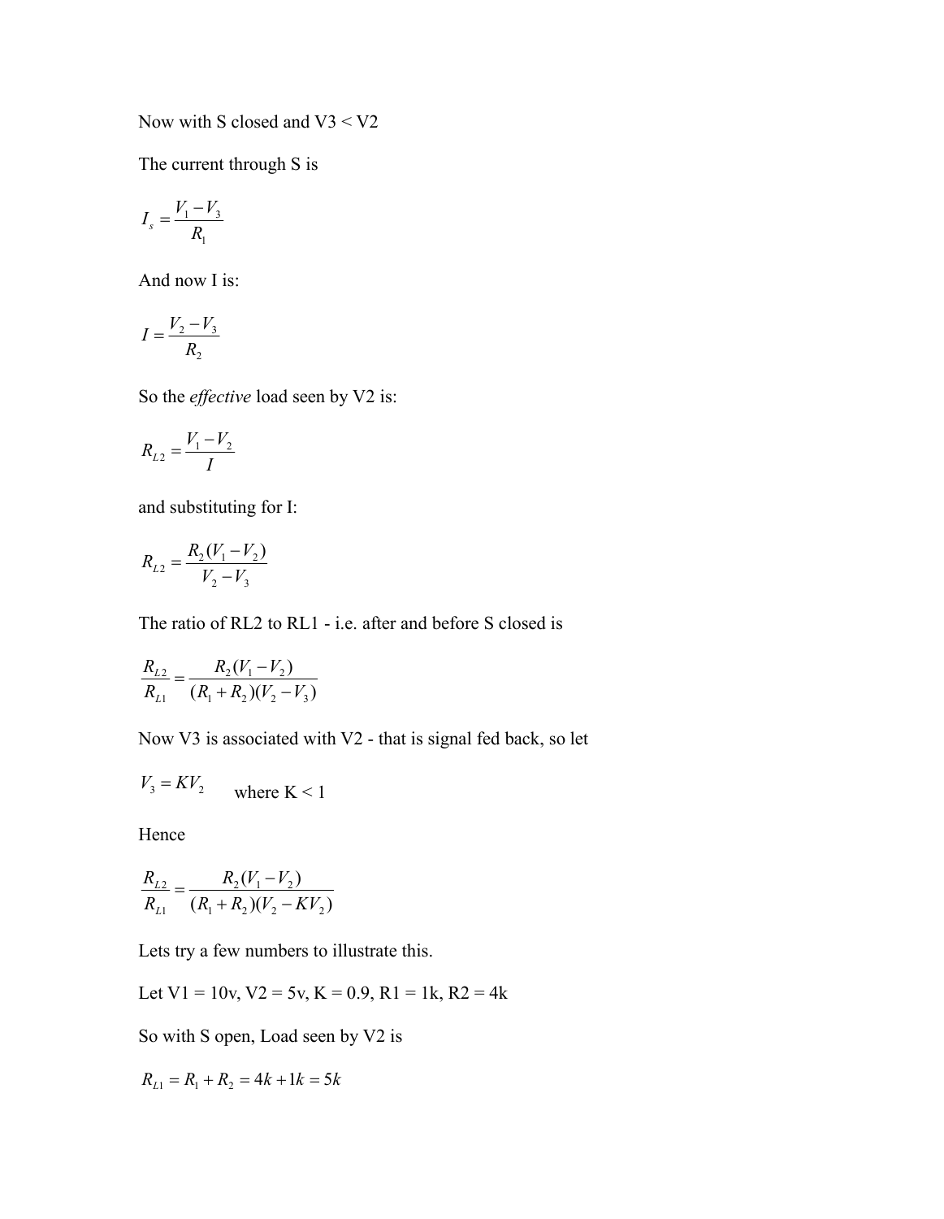Now with S closed and $V3 < V2$

The current through S is

$$I_s = \frac{V_1 - V_3}{R_1}$$

And now I is:

$$I = \frac{V_2 - V_3}{R_2}$$

So the *effective* load seen by V2 is:

$$R_{L2} = \frac{V_1 - V_2}{I}$$

and substituting for I:

$$R_{L2} = \frac{R_2(V_1 - V_2)}{V_2 - V_3}$$

The ratio of RL2 to RL1 - i.e. after and before S closed is

$$\frac{R_{L2}}{R_{L1}} = \frac{R_2(V_1 - V_2)}{(R_1 + R_2)(V_2 - V_3)}$$

Now V3 is associated with V2 - that is signal fed back, so let

$V_3 = KV_2$ where $K < 1$

Hence

$$\frac{R_{L2}}{R_{L1}} = \frac{R_2(V_1 - V_2)}{(R_1 + R_2)(V_2 - KV_2)}$$

Lets try a few numbers to illustrate this.

Let V1 = 10v, V2 = 5v, K = 0.9, R1 = 1k, R2 = 4k

So with S open, Load seen by V2 is

$$R_{L1} = R_1 + R_2 = 4k + 1k = 5k$$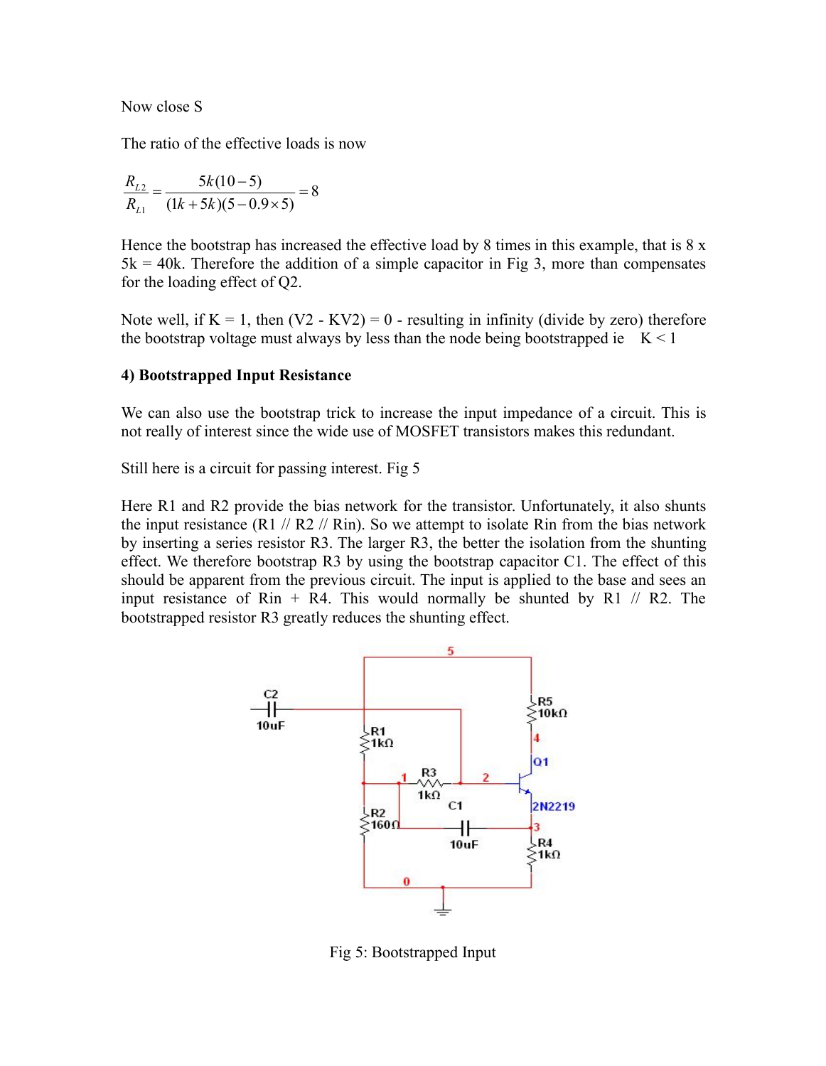Now close S

The ratio of the effective loads is now

$$\frac{R_{L2}}{R_{L1}} = \frac{5k(10-5)}{(1k+5k)(5-0.9\times 5)} = 8$$

Hence the bootstrap has increased the effective load by 8 times in this example, that is 8 x 5k = 40k. Therefore the addition of a simple capacitor in Fig 3, more than compensates for the loading effect of Q2.

Note well, if K = 1, then (V2 - KV2) = 0 - resulting in infinity (divide by zero) therefore the bootstrap voltage must always by less than the node being bootstrapped ie K < 1

**4) Bootstrapped Input Resistance**

We can also use the bootstrap trick to increase the input impedance of a circuit. This is not really of interest since the wide use of MOSFET transistors makes this redundant.

Still here is a circuit for passing interest. Fig 5

Here R1 and R2 provide the bias network for the transistor. Unfortunately, it also shunts the input resistance (R1 // R2 // Rin). So we attempt to isolate Rin from the bias network by inserting a series resistor R3. The larger R3, the better the isolation from the shunting effect. We therefore bootstrap R3 by using the bootstrap capacitor C1. The effect of this should be apparent from the previous circuit. The input is applied to the base and sees an input resistance of Rin + R4. This would normally be shunted by R1 // R2. The bootstrapped resistor R3 greatly reduces the shunting effect.

Fig 5: Bootstrapped Input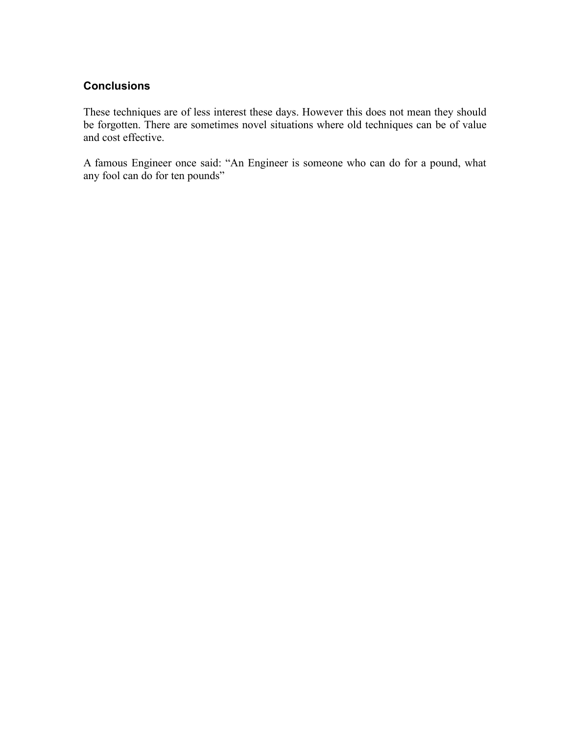## Conclusions

These techniques are of less interest these days. However this does not mean they should be forgotten. There are sometimes novel situations where old techniques can be of value and cost effective.

A famous Engineer once said: "An Engineer is someone who can do for a pound, what any fool can do for ten pounds"